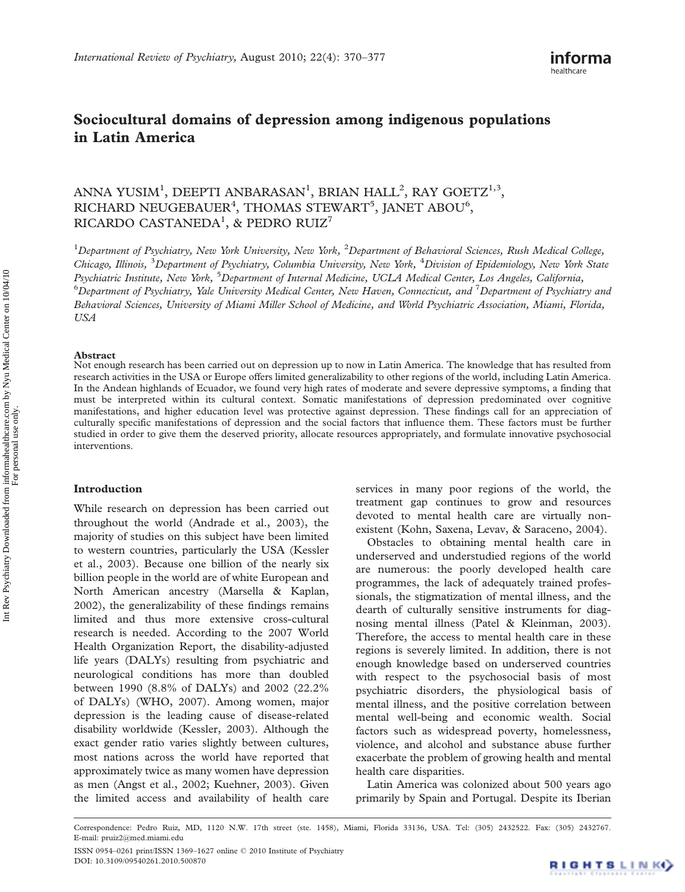# Sociocultural domains of depression among indigenous populations in Latin America

ANNA YUSIM[1], DEEPTI ANBARASAN[1], BRIAN HALL[2], RAY GOETZ[1,3], RICHARD NEUGEBAUER[4], THOMAS STEWART[5], JANET ABOU[6], RICARDO CASTANEDA[1], & PEDRO RUIZ[7]

[1]*Department of Psychiatry, New York University, New York,* [2]*Department of Behavioral Sciences, Rush Medical College, Chicago, Illinois,* [3]*Department of Psychiatry, Columbia University, New York,* [4]*Division of Epidemiology, New York State Psychiatric Institute, New York,* [5]*Department of Internal Medicine, UCLA Medical Center, Los Angeles, California,* [6]*Department of Psychiatry, Yale University Medical Center, New Haven, Connecticut, and* [7]*Department of Psychiatry and Behavioral Sciences, University of Miami Miller School of Medicine, and World Psychiatric Association, Miami, Florida, USA*

## Abstract

Not enough research has been carried out on depression up to now in Latin America. The knowledge that has resulted from research activities in the USA or Europe offers limited generalizability to other regions of the world, including Latin America. In the Andean highlands of Ecuador, we found very high rates of moderate and severe depressive symptoms, a finding that must be interpreted within its cultural context. Somatic manifestations of depression predominated over cognitive manifestations, and higher education level was protective against depression. These findings call for an appreciation of culturally specific manifestations of depression and the social factors that influence them. These factors must be further studied in order to give them the deserved priority, allocate resources appropriately, and formulate innovative psychosocial interventions.

## Introduction

While research on depression has been carried out throughout the world (Andrade et al., 2003), the majority of studies on this subject have been limited to western countries, particularly the USA (Kessler et al., 2003). Because one billion of the nearly six billion people in the world are of white European and North American ancestry (Marsella & Kaplan, 2002), the generalizability of these findings remains limited and thus more extensive cross-cultural research is needed. According to the 2007 World Health Organization Report, the disability-adjusted life years (DALYs) resulting from psychiatric and neurological conditions has more than doubled between 1990 (8.8% of DALYs) and 2002 (22.2% of DALYs) (WHO, 2007). Among women, major depression is the leading cause of disease-related disability worldwide (Kessler, 2003). Although the exact gender ratio varies slightly between cultures, most nations across the world have reported that approximately twice as many women have depression as men (Angst et al., 2002; Kuehner, 2003). Given the limited access and availability of health care services in many poor regions of the world, the treatment gap continues to grow and resources devoted to mental health care are virtually non-existent (Kohn, Saxena, Levav, & Saraceno, 2004).

Obstacles to obtaining mental health care in underserved and understudied regions of the world are numerous: the poorly developed health care programmes, the lack of adequately trained professionals, the stigmatization of mental illness, and the dearth of culturally sensitive instruments for diagnosing mental illness (Patel & Kleinman, 2003). Therefore, the access to mental health care in these regions is severely limited. In addition, there is not enough knowledge based on underserved countries with respect to the psychosocial basis of most psychiatric disorders, the physiological basis of mental illness, and the positive correlation between mental well-being and economic wealth. Social factors such as widespread poverty, homelessness, violence, and alcohol and substance abuse further exacerbate the problem of growing health and mental health care disparities.

Latin America was colonized about 500 years ago primarily by Spain and Portugal. Despite its Iberian

Correspondence: Pedro Ruiz, MD, 1120 N.W. 17th street (ste. 1458), Miami, Florida 33136, USA. Tel: (305) 2432522. Fax: (305) 2432767. E-mail: pruiz2@med.miami.edu

ISSN 0954–0261 print/ISSN 1369–1627 online © 2010 Institute of Psychiatry
DOI: 10.3109/09540261.2010.500870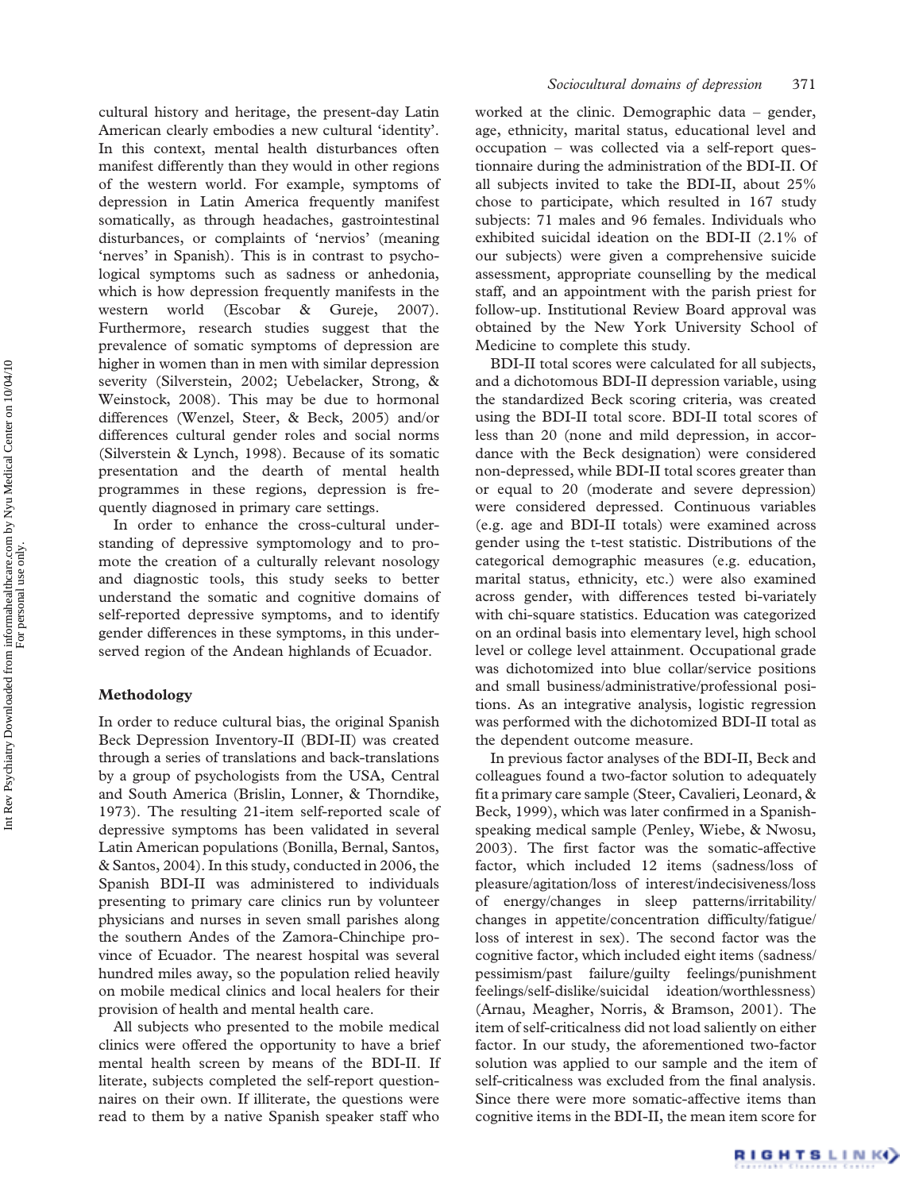cultural history and heritage, the present-day Latin American clearly embodies a new cultural 'identity'. In this context, mental health disturbances often manifest differently than they would in other regions of the western world. For example, symptoms of depression in Latin America frequently manifest somatically, as through headaches, gastrointestinal disturbances, or complaints of 'nervios' (meaning 'nerves' in Spanish). This is in contrast to psychological symptoms such as sadness or anhedonia, which is how depression frequently manifests in the western world (Escobar & Gureje, 2007). Furthermore, research studies suggest that the prevalence of somatic symptoms of depression are higher in women than in men with similar depression severity (Silverstein, 2002; Uebelacker, Strong, & Weinstock, 2008). This may be due to hormonal differences (Wenzel, Steer, & Beck, 2005) and/or differences cultural gender roles and social norms (Silverstein & Lynch, 1998). Because of its somatic presentation and the dearth of mental health programmes in these regions, depression is frequently diagnosed in primary care settings.

In order to enhance the cross-cultural understanding of depressive symptomology and to promote the creation of a culturally relevant nosology and diagnostic tools, this study seeks to better understand the somatic and cognitive domains of self-reported depressive symptoms, and to identify gender differences in these symptoms, in this underserved region of the Andean highlands of Ecuador.

## Methodology

In order to reduce cultural bias, the original Spanish Beck Depression Inventory-II (BDI-II) was created through a series of translations and back-translations by a group of psychologists from the USA, Central and South America (Brislin, Lonner, & Thorndike, 1973). The resulting 21-item self-reported scale of depressive symptoms has been validated in several Latin American populations (Bonilla, Bernal, Santos, & Santos, 2004). In this study, conducted in 2006, the Spanish BDI-II was administered to individuals presenting to primary care clinics run by volunteer physicians and nurses in seven small parishes along the southern Andes of the Zamora-Chinchipe province of Ecuador. The nearest hospital was several hundred miles away, so the population relied heavily on mobile medical clinics and local healers for their provision of health and mental health care.

All subjects who presented to the mobile medical clinics were offered the opportunity to have a brief mental health screen by means of the BDI-II. If literate, subjects completed the self-report questionnaires on their own. If illiterate, the questions were read to them by a native Spanish speaker staff who worked at the clinic. Demographic data – gender, age, ethnicity, marital status, educational level and occupation – was collected via a self-report questionnaire during the administration of the BDI-II. Of all subjects invited to take the BDI-II, about 25% chose to participate, which resulted in 167 study subjects: 71 males and 96 females. Individuals who exhibited suicidal ideation on the BDI-II (2.1% of our subjects) were given a comprehensive suicide assessment, appropriate counselling by the medical staff, and an appointment with the parish priest for follow-up. Institutional Review Board approval was obtained by the New York University School of Medicine to complete this study.

BDI-II total scores were calculated for all subjects, and a dichotomous BDI-II depression variable, using the standardized Beck scoring criteria, was created using the BDI-II total score. BDI-II total scores of less than 20 (none and mild depression, in accordance with the Beck designation) were considered non-depressed, while BDI-II total scores greater than or equal to 20 (moderate and severe depression) were considered depressed. Continuous variables (e.g. age and BDI-II totals) were examined across gender using the t-test statistic. Distributions of the categorical demographic measures (e.g. education, marital status, ethnicity, etc.) were also examined across gender, with differences tested bi-variately with chi-square statistics. Education was categorized on an ordinal basis into elementary level, high school level or college level attainment. Occupational grade was dichotomized into blue collar/service positions and small business/administrative/professional positions. As an integrative analysis, logistic regression was performed with the dichotomized BDI-II total as the dependent outcome measure.

In previous factor analyses of the BDI-II, Beck and colleagues found a two-factor solution to adequately fit a primary care sample (Steer, Cavalieri, Leonard, & Beck, 1999), which was later confirmed in a Spanish-speaking medical sample (Penley, Wiebe, & Nwosu, 2003). The first factor was the somatic-affective factor, which included 12 items (sadness/loss of pleasure/agitation/loss of interest/indecisiveness/loss of energy/changes in sleep patterns/irritability/changes in appetite/concentration difficulty/fatigue/loss of interest in sex). The second factor was the cognitive factor, which included eight items (sadness/pessimism/past failure/guilty feelings/punishment feelings/self-dislike/suicidal ideation/worthlessness) (Arnau, Meagher, Norris, & Bramson, 2001). The item of self-criticalness did not load saliently on either factor. In our study, the aforementioned two-factor solution was applied to our sample and the item of self-criticalness was excluded from the final analysis. Since there were more somatic-affective items than cognitive items in the BDI-II, the mean item score for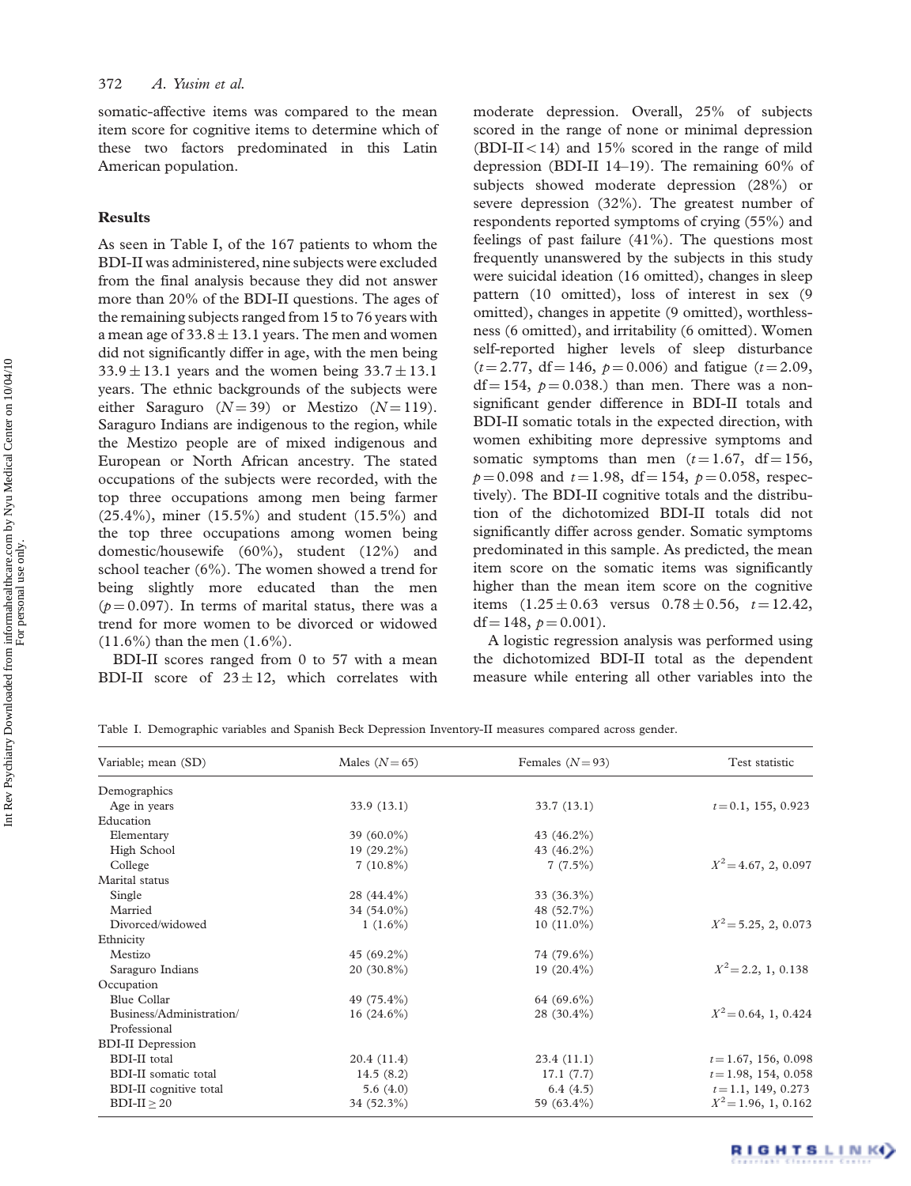somatic-affective items was compared to the mean item score for cognitive items to determine which of these two factors predominated in this Latin American population.

## Results

As seen in Table I, of the 167 patients to whom the BDI-II was administered, nine subjects were excluded from the final analysis because they did not answer more than 20% of the BDI-II questions. The ages of the remaining subjects ranged from 15 to 76 years with a mean age of $33.8 \pm 13.1$ years. The men and women did not significantly differ in age, with the men being $33.9 \pm 13.1$ years and the women being $33.7 \pm 13.1$ years. The ethnic backgrounds of the subjects were either Saraguro ($N = 39$) or Mestizo ($N = 119$). Saraguro Indians are indigenous to the region, while the Mestizo people are of mixed indigenous and European or North African ancestry. The stated occupations of the subjects were recorded, with the top three occupations among men being farmer (25.4%), miner (15.5%) and student (15.5%) and the top three occupations among women being domestic/housewife (60%), student (12%) and school teacher (6%). The women showed a trend for being slightly more educated than the men ($p = 0.097$). In terms of marital status, there was a trend for more women to be divorced or widowed (11.6%) than the men (1.6%).

BDI-II scores ranged from 0 to 57 with a mean BDI-II score of $23 \pm 12$, which correlates with moderate depression. Overall, 25% of subjects scored in the range of none or minimal depression (BDI-II < 14) and 15% scored in the range of mild depression (BDI-II 14–19). The remaining 60% of subjects showed moderate depression (28%) or severe depression (32%). The greatest number of respondents reported symptoms of crying (55%) and feelings of past failure (41%). The questions most frequently unanswered by the subjects in this study were suicidal ideation (16 omitted), changes in sleep pattern (10 omitted), loss of interest in sex (9 omitted), changes in appetite (9 omitted), worthlessness (6 omitted), and irritability (6 omitted). Women self-reported higher levels of sleep disturbance ($t = 2.77$, df = 146, $p = 0.006$) and fatigue ($t = 2.09$, df = 154, $p = 0.038$.) than men. There was a non-significant gender difference in BDI-II totals and BDI-II somatic totals in the expected direction, with women exhibiting more depressive symptoms and somatic symptoms than men ($t = 1.67$, df = 156, $p = 0.098$ and $t = 1.98$, df = 154, $p = 0.058$, respectively). The BDI-II cognitive totals and the distribution of the dichotomized BDI-II totals did not significantly differ across gender. Somatic symptoms predominated in this sample. As predicted, the mean item score on the somatic items was significantly higher than the mean item score on the cognitive items ($1.25 \pm 0.63$ versus $0.78 \pm 0.56$, $t = 12.42$, df = 148, $p = 0.001$).

A logistic regression analysis was performed using the dichotomized BDI-II total as the dependent measure while entering all other variables into the

Table I. Demographic variables and Spanish Beck Depression Inventory-II measures compared across gender.

| Variable; mean (SD) | Males ($N = 65$) | Females ($N = 93$) | Test statistic |
|---|---|---|---|
| Demographics | | | |
| Age in years | 33.9 (13.1) | 33.7 (13.1) | $t = 0.1$, 155, 0.923 |
| Education | | | |
| Elementary | 39 (60.0%) | 43 (46.2%) | |
| High School | 19 (29.2%) | 43 (46.2%) | |
| College | 7 (10.8%) | 7 (7.5%) | $X^2 = 4.67$, 2, 0.097 |
| Marital status | | | |
| Single | 28 (44.4%) | 33 (36.3%) | |
| Married | 34 (54.0%) | 48 (52.7%) | |
| Divorced/widowed | 1 (1.6%) | 10 (11.0%) | $X^2 = 5.25$, 2, 0.073 |
| Ethnicity | | | |
| Mestizo | 45 (69.2%) | 74 (79.6%) | |
| Saraguro Indians | 20 (30.8%) | 19 (20.4%) | $X^2 = 2.2$, 1, 0.138 |
| Occupation | | | |
| Blue Collar | 49 (75.4%) | 64 (69.6%) | |
| Business/Administration/ Professional | 16 (24.6%) | 28 (30.4%) | $X^2 = 0.64$, 1, 0.424 |
| BDI-II Depression | | | |
| BDI-II total | 20.4 (11.4) | 23.4 (11.1) | $t = 1.67$, 156, 0.098 |
| BDI-II somatic total | 14.5 (8.2) | 17.1 (7.7) | $t = 1.98$, 154, 0.058 |
| BDI-II cognitive total | 5.6 (4.0) | 6.4 (4.5) | $t = 1.1$, 149, 0.273 |
| BDI-II $\geq$ 20 | 34 (52.3%) | 59 (63.4%) | $X^2 = 1.96$, 1, 0.162 |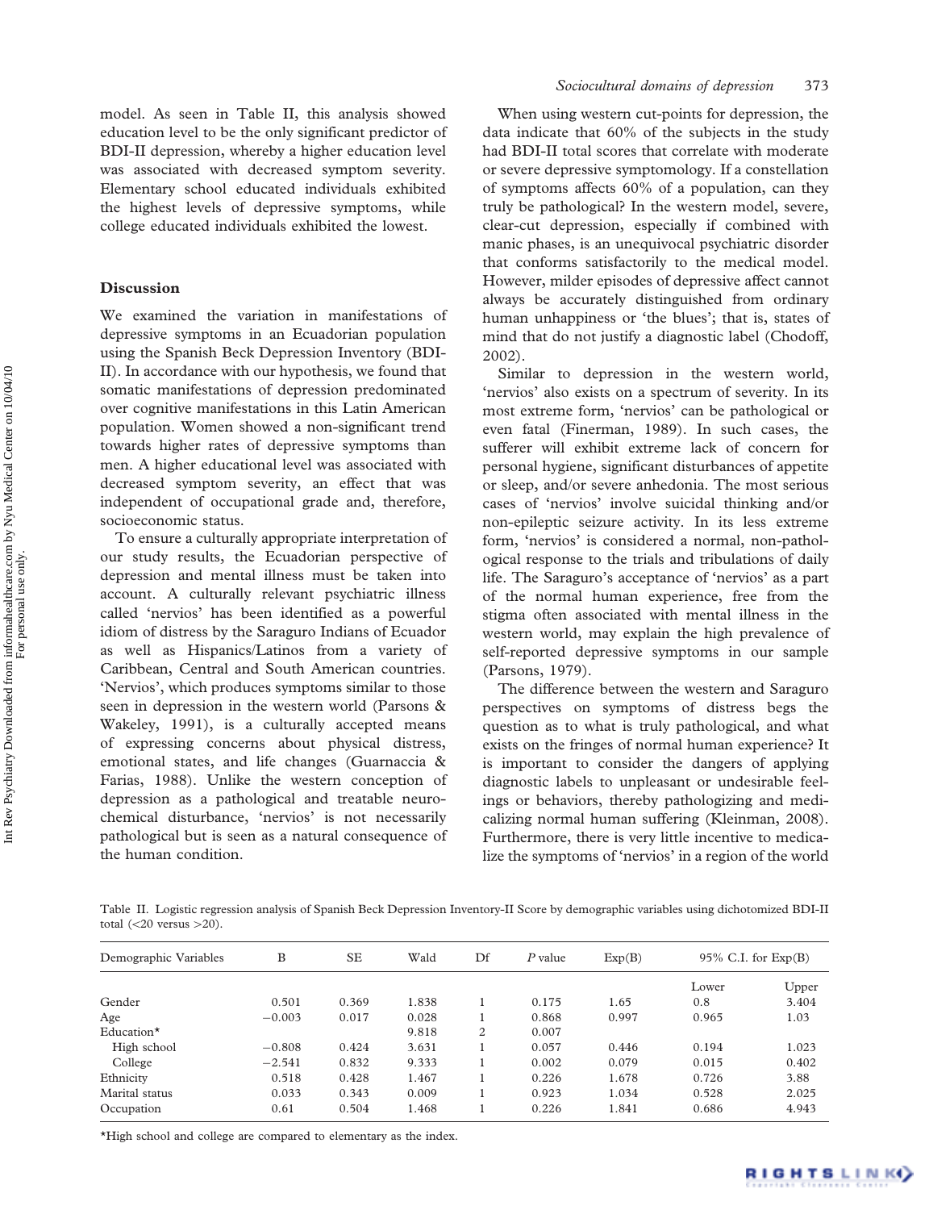model. As seen in Table II, this analysis showed education level to be the only significant predictor of BDI-II depression, whereby a higher education level was associated with decreased symptom severity. Elementary school educated individuals exhibited the highest levels of depressive symptoms, while college educated individuals exhibited the lowest.

## Discussion

We examined the variation in manifestations of depressive symptoms in an Ecuadorian population using the Spanish Beck Depression Inventory (BDI-II). In accordance with our hypothesis, we found that somatic manifestations of depression predominated over cognitive manifestations in this Latin American population. Women showed a non-significant trend towards higher rates of depressive symptoms than men. A higher educational level was associated with decreased symptom severity, an effect that was independent of occupational grade and, therefore, socioeconomic status.

To ensure a culturally appropriate interpretation of our study results, the Ecuadorian perspective of depression and mental illness must be taken into account. A culturally relevant psychiatric illness called 'nervios' has been identified as a powerful idiom of distress by the Saraguro Indians of Ecuador as well as Hispanics/Latinos from a variety of Caribbean, Central and South American countries. 'Nervios', which produces symptoms similar to those seen in depression in the western world (Parsons & Wakeley, 1991), is a culturally accepted means of expressing concerns about physical distress, emotional states, and life changes (Guarnaccia & Farias, 1988). Unlike the western conception of depression as a pathological and treatable neurochemical disturbance, 'nervios' is not necessarily pathological but is seen as a natural consequence of the human condition.

When using western cut-points for depression, the data indicate that 60% of the subjects in the study had BDI-II total scores that correlate with moderate or severe depressive symptomology. If a constellation of symptoms affects 60% of a population, can they truly be pathological? In the western model, severe, clear-cut depression, especially if combined with manic phases, is an unequivocal psychiatric disorder that conforms satisfactorily to the medical model. However, milder episodes of depressive affect cannot always be accurately distinguished from ordinary human unhappiness or 'the blues'; that is, states of mind that do not justify a diagnostic label (Chodoff, 2002).

Similar to depression in the western world, 'nervios' also exists on a spectrum of severity. In its most extreme form, 'nervios' can be pathological or even fatal (Finerman, 1989). In such cases, the sufferer will exhibit extreme lack of concern for personal hygiene, significant disturbances of appetite or sleep, and/or severe anhedonia. The most serious cases of 'nervios' involve suicidal thinking and/or non-epileptic seizure activity. In its less extreme form, 'nervios' is considered a normal, non-pathological response to the trials and tribulations of daily life. The Saraguro's acceptance of 'nervios' as a part of the normal human experience, free from the stigma often associated with mental illness in the western world, may explain the high prevalence of self-reported depressive symptoms in our sample (Parsons, 1979).

The difference between the western and Saraguro perspectives on symptoms of distress begs the question as to what is truly pathological, and what exists on the fringes of normal human experience? It is important to consider the dangers of applying diagnostic labels to unpleasant or undesirable feelings or behaviors, thereby pathologizing and medicalizing normal human suffering (Kleinman, 2008). Furthermore, there is very little incentive to medicalize the symptoms of 'nervios' in a region of the world

Table II. Logistic regression analysis of Spanish Beck Depression Inventory-II Score by demographic variables using dichotomized BDI-II total (<20 versus >20).

| Demographic Variables | B | SE | Wald | Df | *P* value | Exp(B) | 95% C.I. for Exp(B) | |
|---|---|---|---|---|---|---|---|---|
| | | | | | | | Lower | Upper |
| Gender | 0.501 | 0.369 | 1.838 | 1 | 0.175 | 1.65 | 0.8 | 3.404 |
| Age | −0.003 | 0.017 | 0.028 | 1 | 0.868 | 0.997 | 0.965 | 1.03 |
| Education* | | | 9.818 | 2 | 0.007 | | | |
| High school | −0.808 | 0.424 | 3.631 | 1 | 0.057 | 0.446 | 0.194 | 1.023 |
| College | −2.541 | 0.832 | 9.333 | 1 | 0.002 | 0.079 | 0.015 | 0.402 |
| Ethnicity | 0.518 | 0.428 | 1.467 | 1 | 0.226 | 1.678 | 0.726 | 3.88 |
| Marital status | 0.033 | 0.343 | 0.009 | 1 | 0.923 | 1.034 | 0.528 | 2.025 |
| Occupation | 0.61 | 0.504 | 1.468 | 1 | 0.226 | 1.841 | 0.686 | 4.943 |

*High school and college are compared to elementary as the index.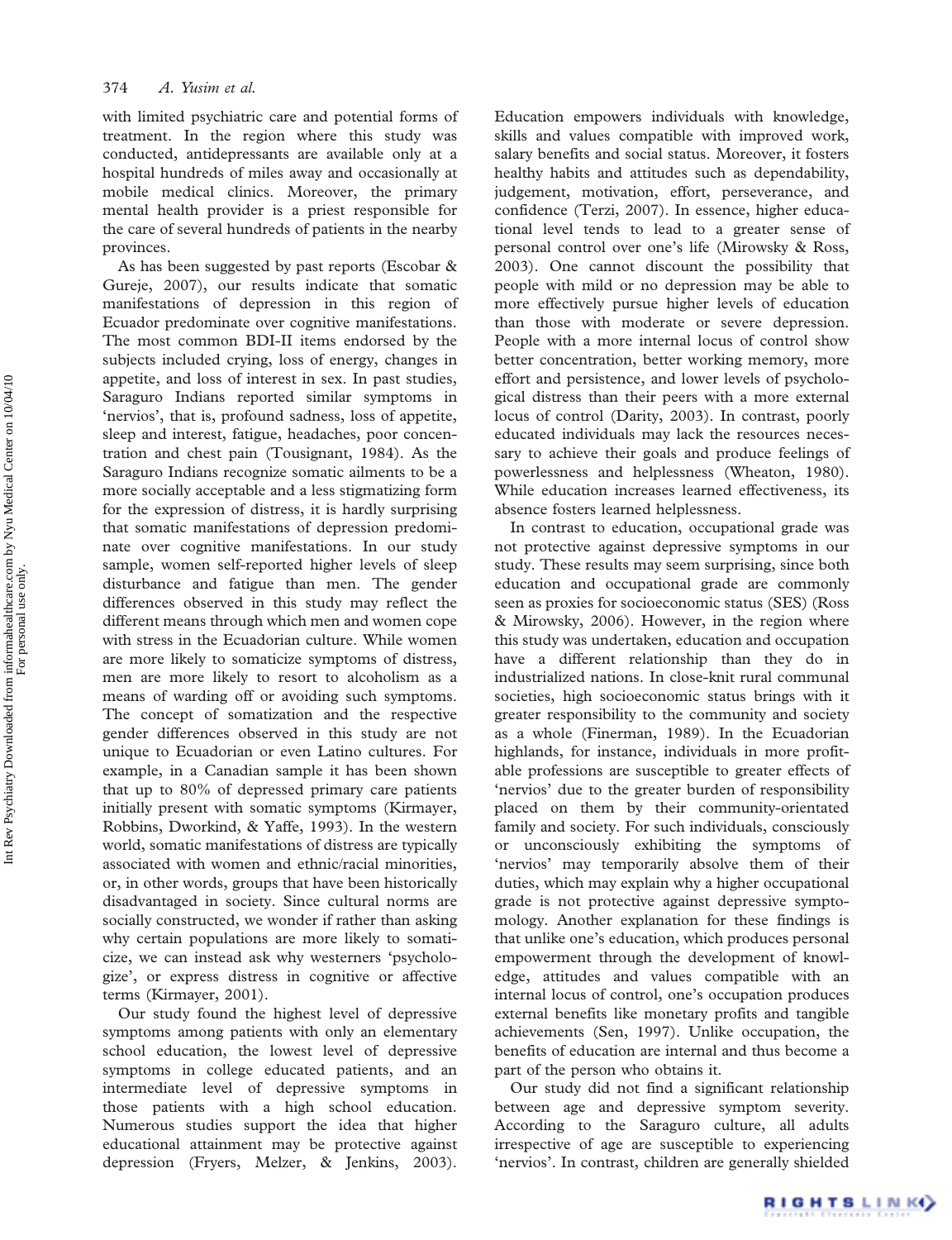with limited psychiatric care and potential forms of treatment. In the region where this study was conducted, antidepressants are available only at a hospital hundreds of miles away and occasionally at mobile medical clinics. Moreover, the primary mental health provider is a priest responsible for the care of several hundreds of patients in the nearby provinces.

As has been suggested by past reports (Escobar & Gureje, 2007), our results indicate that somatic manifestations of depression in this region of Ecuador predominate over cognitive manifestations. The most common BDI-II items endorsed by the subjects included crying, loss of energy, changes in appetite, and loss of interest in sex. In past studies, Saraguro Indians reported similar symptoms in 'nervios', that is, profound sadness, loss of appetite, sleep and interest, fatigue, headaches, poor concentration and chest pain (Tousignant, 1984). As the Saraguro Indians recognize somatic ailments to be a more socially acceptable and a less stigmatizing form for the expression of distress, it is hardly surprising that somatic manifestations of depression predominate over cognitive manifestations. In our study sample, women self-reported higher levels of sleep disturbance and fatigue than men. The gender differences observed in this study may reflect the different means through which men and women cope with stress in the Ecuadorian culture. While women are more likely to somaticize symptoms of distress, men are more likely to resort to alcoholism as a means of warding off or avoiding such symptoms. The concept of somatization and the respective gender differences observed in this study are not unique to Ecuadorian or even Latino cultures. For example, in a Canadian sample it has been shown that up to 80% of depressed primary care patients initially present with somatic symptoms (Kirmayer, Robbins, Dworkind, & Yaffe, 1993). In the western world, somatic manifestations of distress are typically associated with women and ethnic/racial minorities, or, in other words, groups that have been historically disadvantaged in society. Since cultural norms are socially constructed, we wonder if rather than asking why certain populations are more likely to somaticize, we can instead ask why westerners 'psychologize', or express distress in cognitive or affective terms (Kirmayer, 2001).

Our study found the highest level of depressive symptoms among patients with only an elementary school education, the lowest level of depressive symptoms in college educated patients, and an intermediate level of depressive symptoms in those patients with a high school education. Numerous studies support the idea that higher educational attainment may be protective against depression (Fryers, Melzer, & Jenkins, 2003). Education empowers individuals with knowledge, skills and values compatible with improved work, salary benefits and social status. Moreover, it fosters healthy habits and attitudes such as dependability, judgement, motivation, effort, perseverance, and confidence (Terzi, 2007). In essence, higher educational level tends to lead to a greater sense of personal control over one's life (Mirowsky & Ross, 2003). One cannot discount the possibility that people with mild or no depression may be able to more effectively pursue higher levels of education than those with moderate or severe depression. People with a more internal locus of control show better concentration, better working memory, more effort and persistence, and lower levels of psychological distress than their peers with a more external locus of control (Darity, 2003). In contrast, poorly educated individuals may lack the resources necessary to achieve their goals and produce feelings of powerlessness and helplessness (Wheaton, 1980). While education increases learned effectiveness, its absence fosters learned helplessness.

In contrast to education, occupational grade was not protective against depressive symptoms in our study. These results may seem surprising, since both education and occupational grade are commonly seen as proxies for socioeconomic status (SES) (Ross & Mirowsky, 2006). However, in the region where this study was undertaken, education and occupation have a different relationship than they do in industrialized nations. In close-knit rural communal societies, high socioeconomic status brings with it greater responsibility to the community and society as a whole (Finerman, 1989). In the Ecuadorian highlands, for instance, individuals in more profitable professions are susceptible to greater effects of 'nervios' due to the greater burden of responsibility placed on them by their community-orientated family and society. For such individuals, consciously or unconsciously exhibiting the symptoms of 'nervios' may temporarily absolve them of their duties, which may explain why a higher occupational grade is not protective against depressive symptomology. Another explanation for these findings is that unlike one's education, which produces personal empowerment through the development of knowledge, attitudes and values compatible with an internal locus of control, one's occupation produces external benefits like monetary profits and tangible achievements (Sen, 1997). Unlike occupation, the benefits of education are internal and thus become a part of the person who obtains it.

Our study did not find a significant relationship between age and depressive symptom severity. According to the Saraguro culture, all adults irrespective of age are susceptible to experiencing 'nervios'. In contrast, children are generally shielded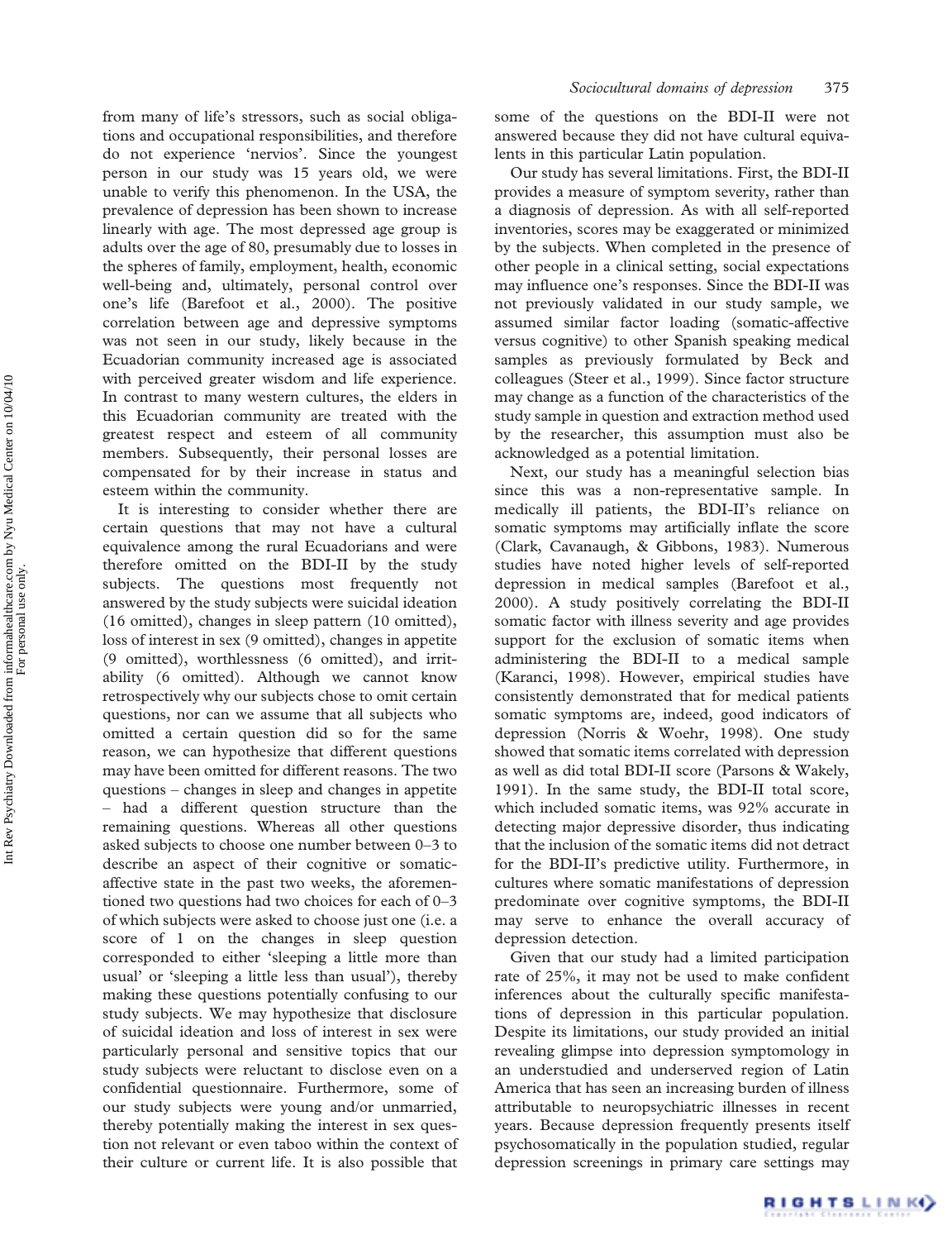from many of life's stressors, such as social obligations and occupational responsibilities, and therefore do not experience 'nervios'. Since the youngest person in our study was 15 years old, we were unable to verify this phenomenon. In the USA, the prevalence of depression has been shown to increase linearly with age. The most depressed age group is adults over the age of 80, presumably due to losses in the spheres of family, employment, health, economic well-being and, ultimately, personal control over one's life (Barefoot et al., 2000). The positive correlation between age and depressive symptoms was not seen in our study, likely because in the Ecuadorian community increased age is associated with perceived greater wisdom and life experience. In contrast to many western cultures, the elders in this Ecuadorian community are treated with the greatest respect and esteem of all community members. Subsequently, their personal losses are compensated for by their increase in status and esteem within the community.

It is interesting to consider whether there are certain questions that may not have a cultural equivalence among the rural Ecuadorians and were therefore omitted on the BDI-II by the study subjects. The questions most frequently not answered by the study subjects were suicidal ideation (16 omitted), changes in sleep pattern (10 omitted), loss of interest in sex (9 omitted), changes in appetite (9 omitted), worthlessness (6 omitted), and irritability (6 omitted). Although we cannot know retrospectively why our subjects chose to omit certain questions, nor can we assume that all subjects who omitted a certain question did so for the same reason, we can hypothesize that different questions may have been omitted for different reasons. The two questions – changes in sleep and changes in appetite – had a different question structure than the remaining questions. Whereas all other questions asked subjects to choose one number between 0–3 to describe an aspect of their cognitive or somatic-affective state in the past two weeks, the aforementioned two questions had two choices for each of 0–3 of which subjects were asked to choose just one (i.e. a score of 1 on the changes in sleep question corresponded to either 'sleeping a little more than usual' or 'sleeping a little less than usual'), thereby making these questions potentially confusing to our study subjects. We may hypothesize that disclosure of suicidal ideation and loss of interest in sex were particularly personal and sensitive topics that our study subjects were reluctant to disclose even on a confidential questionnaire. Furthermore, some of our study subjects were young and/or unmarried, thereby potentially making the interest in sex question not relevant or even taboo within the context of their culture or current life. It is also possible that some of the questions on the BDI-II were not answered because they did not have cultural equivalents in this particular Latin population.

Our study has several limitations. First, the BDI-II provides a measure of symptom severity, rather than a diagnosis of depression. As with all self-reported inventories, scores may be exaggerated or minimized by the subjects. When completed in the presence of other people in a clinical setting, social expectations may influence one's responses. Since the BDI-II was not previously validated in our study sample, we assumed similar factor loading (somatic-affective versus cognitive) to other Spanish speaking medical samples as previously formulated by Beck and colleagues (Steer et al., 1999). Since factor structure may change as a function of the characteristics of the study sample in question and extraction method used by the researcher, this assumption must also be acknowledged as a potential limitation.

Next, our study has a meaningful selection bias since this was a non-representative sample. In medically ill patients, the BDI-II's reliance on somatic symptoms may artificially inflate the score (Clark, Cavanaugh, & Gibbons, 1983). Numerous studies have noted higher levels of self-reported depression in medical samples (Barefoot et al., 2000). A study positively correlating the BDI-II somatic factor with illness severity and age provides support for the exclusion of somatic items when administering the BDI-II to a medical sample (Karanci, 1998). However, empirical studies have consistently demonstrated that for medical patients somatic symptoms are, indeed, good indicators of depression (Norris & Woehr, 1998). One study showed that somatic items correlated with depression as well as did total BDI-II score (Parsons & Wakely, 1991). In the same study, the BDI-II total score, which included somatic items, was 92% accurate in detecting major depressive disorder, thus indicating that the inclusion of the somatic items did not detract for the BDI-II's predictive utility. Furthermore, in cultures where somatic manifestations of depression predominate over cognitive symptoms, the BDI-II may serve to enhance the overall accuracy of depression detection.

Given that our study had a limited participation rate of 25%, it may not be used to make confident inferences about the culturally specific manifestations of depression in this particular population. Despite its limitations, our study provided an initial revealing glimpse into depression symptomology in an understudied and underserved region of Latin America that has seen an increasing burden of illness attributable to neuropsychiatric illnesses in recent years. Because depression frequently presents itself psychosomatically in the population studied, regular depression screenings in primary care settings may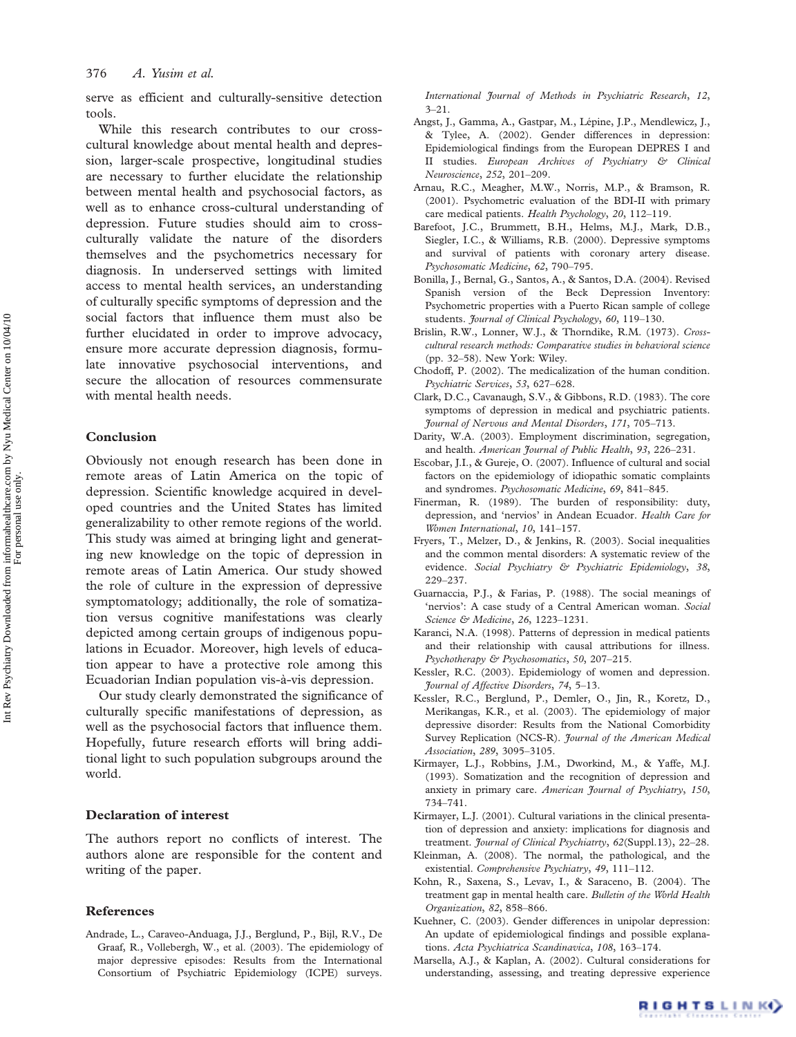serve as efficient and culturally-sensitive detection tools.

While this research contributes to our cross-cultural knowledge about mental health and depression, larger-scale prospective, longitudinal studies are necessary to further elucidate the relationship between mental health and psychosocial factors, as well as to enhance cross-cultural understanding of depression. Future studies should aim to cross-culturally validate the nature of the disorders themselves and the psychometrics necessary for diagnosis. In underserved settings with limited access to mental health services, an understanding of culturally specific symptoms of depression and the social factors that influence them must also be further elucidated in order to improve advocacy, ensure more accurate depression diagnosis, formulate innovative psychosocial interventions, and secure the allocation of resources commensurate with mental health needs.

## Conclusion

Obviously not enough research has been done in remote areas of Latin America on the topic of depression. Scientific knowledge acquired in developed countries and the United States has limited generalizability to other remote regions of the world. This study was aimed at bringing light and generating new knowledge on the topic of depression in remote areas of Latin America. Our study showed the role of culture in the expression of depressive symptomatology; additionally, the role of somatization versus cognitive manifestations was clearly depicted among certain groups of indigenous populations in Ecuador. Moreover, high levels of education appear to have a protective role among this Ecuadorian Indian population vis-à-vis depression.

Our study clearly demonstrated the significance of culturally specific manifestations of depression, as well as the psychosocial factors that influence them. Hopefully, future research efforts will bring additional light to such population subgroups around the world.

## Declaration of interest

The authors report no conflicts of interest. The authors alone are responsible for the content and writing of the paper.

## References

Andrade, L., Caraveo-Anduaga, J.J., Berglund, P., Bijl, R.V., De Graaf, R., Vollebergh, W., et al. (2003). The epidemiology of major depressive episodes: Results from the International Consortium of Psychiatric Epidemiology (ICPE) surveys. *International Journal of Methods in Psychiatric Research*, *12*, 3–21.

Angst, J., Gamma, A., Gastpar, M., Lépine, J.P., Mendlewicz, J., & Tylee, A. (2002). Gender differences in depression: Epidemiological findings from the European DEPRES I and II studies. *European Archives of Psychiatry & Clinical Neuroscience*, *252*, 201–209.

Arnau, R.C., Meagher, M.W., Norris, M.P., & Bramson, R. (2001). Psychometric evaluation of the BDI-II with primary care medical patients. *Health Psychology*, *20*, 112–119.

Barefoot, J.C., Brummett, B.H., Helms, M.J., Mark, D.B., Siegler, I.C., & Williams, R.B. (2000). Depressive symptoms and survival of patients with coronary artery disease. *Psychosomatic Medicine*, *62*, 790–795.

Bonilla, J., Bernal, G., Santos, A., & Santos, D.A. (2004). Revised Spanish version of the Beck Depression Inventory: Psychometric properties with a Puerto Rican sample of college students. *Journal of Clinical Psychology*, *60*, 119–130.

Brislin, R.W., Lonner, W.J., & Thorndike, R.M. (1973). *Cross-cultural research methods: Comparative studies in behavioral science* (pp. 32–58). New York: Wiley.

Chodoff, P. (2002). The medicalization of the human condition. *Psychiatric Services*, *53*, 627–628.

Clark, D.C., Cavanaugh, S.V., & Gibbons, R.D. (1983). The core symptoms of depression in medical and psychiatric patients. *Journal of Nervous and Mental Disorders*, *171*, 705–713.

Darity, W.A. (2003). Employment discrimination, segregation, and health. *American Journal of Public Health*, *93*, 226–231.

Escobar, J.I., & Gureje, O. (2007). Influence of cultural and social factors on the epidemiology of idiopathic somatic complaints and syndromes. *Psychosomatic Medicine*, *69*, 841–845.

Finerman, R. (1989). The burden of responsibility: duty, depression, and 'nervios' in Andean Ecuador. *Health Care for Women International*, *10*, 141–157.

Fryers, T., Melzer, D., & Jenkins, R. (2003). Social inequalities and the common mental disorders: A systematic review of the evidence. *Social Psychiatry & Psychiatric Epidemiology*, *38*, 229–237.

Guarnaccia, P.J., & Farias, P. (1988). The social meanings of 'nervios': A case study of a Central American woman. *Social Science & Medicine*, *26*, 1223–1231.

Karanci, N.A. (1998). Patterns of depression in medical patients and their relationship with causal attributions for illness. *Psychotherapy & Psychosomatics*, *50*, 207–215.

Kessler, R.C. (2003). Epidemiology of women and depression. *Journal of Affective Disorders*, *74*, 5–13.

Kessler, R.C., Berglund, P., Demler, O., Jin, R., Koretz, D., Merikangas, K.R., et al. (2003). The epidemiology of major depressive disorder: Results from the National Comorbidity Survey Replication (NCS-R). *Journal of the American Medical Association*, *289*, 3095–3105.

Kirmayer, L.J., Robbins, J.M., Dworkind, M., & Yaffe, M.J. (1993). Somatization and the recognition of depression and anxiety in primary care. *American Journal of Psychiatry*, *150*, 734–741.

Kirmayer, L.J. (2001). Cultural variations in the clinical presentation of depression and anxiety: implications for diagnosis and treatment. *Journal of Clinical Psychiatrty*, *62*(Suppl.13), 22–28.

Kleinman, A. (2008). The normal, the pathological, and the existential. *Comprehensive Psychiatry*, *49*, 111–112.

Kohn, R., Saxena, S., Levav, I., & Saraceno, B. (2004). The treatment gap in mental health care. *Bulletin of the World Health Organization*, *82*, 858–866.

Kuehner, C. (2003). Gender differences in unipolar depression: An update of epidemiological findings and possible explanations. *Acta Psychiatrica Scandinavica*, *108*, 163–174.

Marsella, A.J., & Kaplan, A. (2002). Cultural considerations for understanding, assessing, and treating depressive experience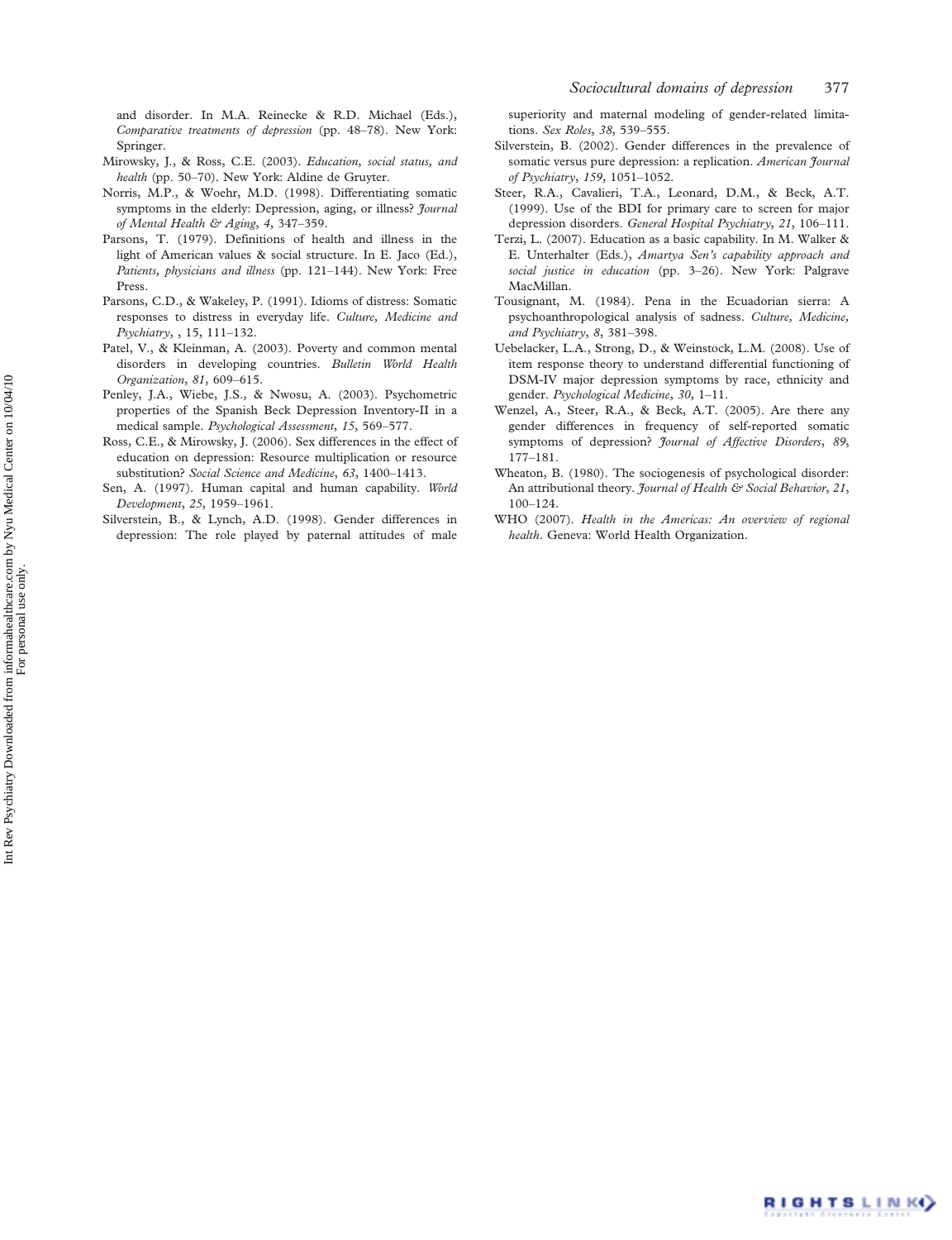and disorder. In M.A. Reinecke & R.D. Michael (Eds.), *Comparative treatments of depression* (pp. 48–78). New York: Springer.

Mirowsky, J., & Ross, C.E. (2003). *Education, social status, and health* (pp. 50–70). New York: Aldine de Gruyter.

Norris, M.P., & Woehr, M.D. (1998). Differentiating somatic symptoms in the elderly: Depression, aging, or illness? *Journal of Mental Health & Aging*, *4*, 347–359.

Parsons, T. (1979). Definitions of health and illness in the light of American values & social structure. In E. Jaco (Ed.), *Patients, physicians and illness* (pp. 121–144). New York: Free Press.

Parsons, C.D., & Wakeley, P. (1991). Idioms of distress: Somatic responses to distress in everyday life. *Culture, Medicine and Psychiatry*, , 15, 111–132.

Patel, V., & Kleinman, A. (2003). Poverty and common mental disorders in developing countries. *Bulletin World Health Organization*, *81*, 609–615.

Penley, J.A., Wiebe, J.S., & Nwosu, A. (2003). Psychometric properties of the Spanish Beck Depression Inventory-II in a medical sample. *Psychological Assessment*, *15*, 569–577.

Ross, C.E., & Mirowsky, J. (2006). Sex differences in the effect of education on depression: Resource multiplication or resource substitution? *Social Science and Medicine*, *63*, 1400–1413.

Sen, A. (1997). Human capital and human capability. *World Development*, *25*, 1959–1961.

Silverstein, B., & Lynch, A.D. (1998). Gender differences in depression: The role played by paternal attitudes of male superiority and maternal modeling of gender-related limitations. *Sex Roles*, *38*, 539–555.

Silverstein, B. (2002). Gender differences in the prevalence of somatic versus pure depression: a replication. *American Journal of Psychiatry*, *159*, 1051–1052.

Steer, R.A., Cavalieri, T.A., Leonard, D.M., & Beck, A.T. (1999). Use of the BDI for primary care to screen for major depression disorders. *General Hospital Psychiatry*, *21*, 106–111.

Terzi, L. (2007). Education as a basic capability. In M. Walker & E. Unterhalter (Eds.), *Amartya Sen's capability approach and social justice in education* (pp. 3–26). New York: Palgrave MacMillan.

Tousignant, M. (1984). Pena in the Ecuadorian sierra: A psychoanthropological analysis of sadness. *Culture, Medicine, and Psychiatry*, *8*, 381–398.

Uebelacker, L.A., Strong, D., & Weinstock, L.M. (2008). Use of item response theory to understand differential functioning of DSM-IV major depression symptoms by race, ethnicity and gender. *Psychological Medicine*, *30*, 1–11.

Wenzel, A., Steer, R.A., & Beck, A.T. (2005). Are there any gender differences in frequency of self-reported somatic symptoms of depression? *Journal of Affective Disorders*, *89*, 177–181.

Wheaton, B. (1980). The sociogenesis of psychological disorder: An attributional theory. *Journal of Health & Social Behavior*, *21*, 100–124.

WHO (2007). *Health in the Americas: An overview of regional health*. Geneva: World Health Organization.